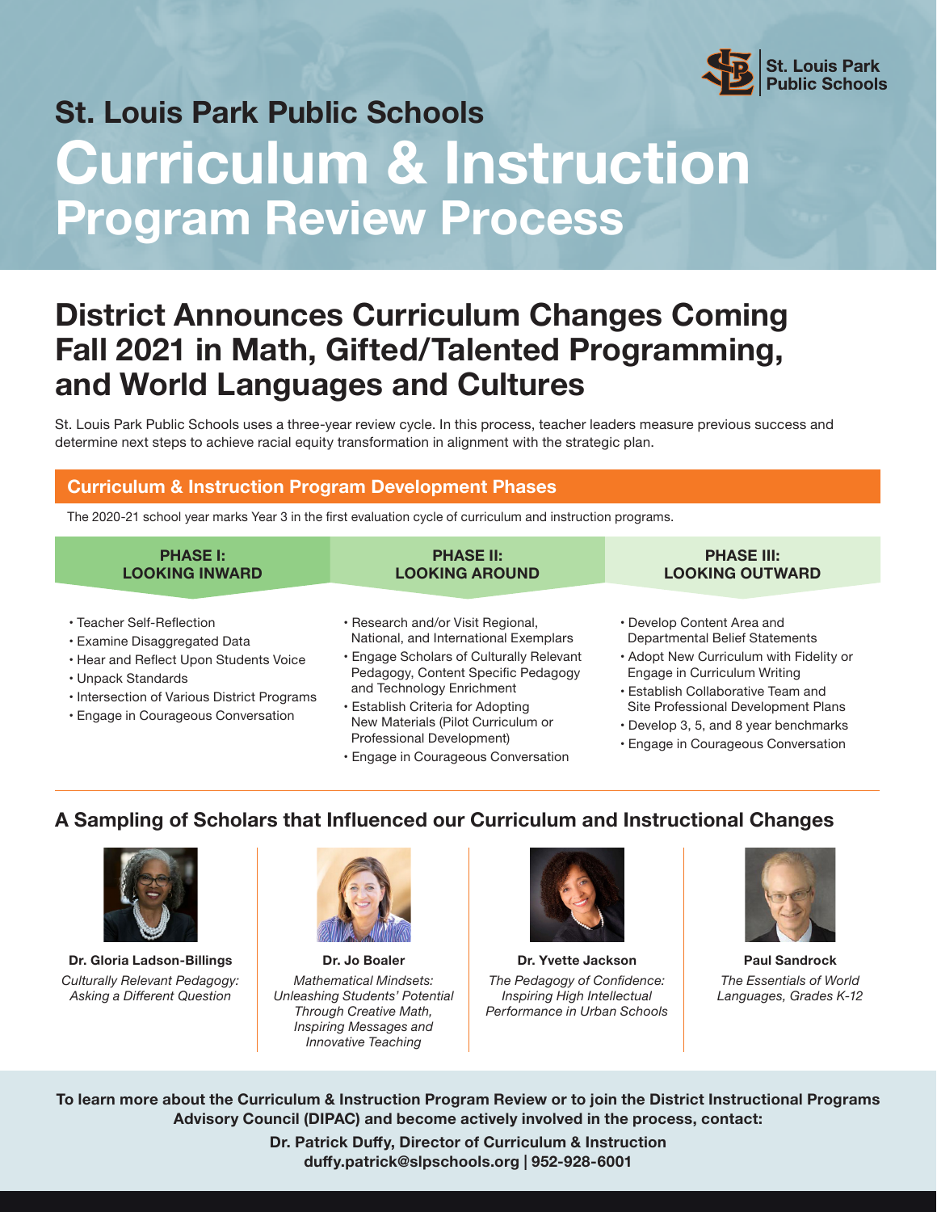St. Louis Park Public Schools

# St. Louis Park Public Schools
# Curriculum & Instruction
## Program Review Process

## District Announces Curriculum Changes Coming Fall 2021 in Math, Gifted/Talented Programming, and World Languages and Cultures

St. Louis Park Public Schools uses a three-year review cycle. In this process, teacher leaders measure previous success and determine next steps to achieve racial equity transformation in alignment with the strategic plan.

### Curriculum & Instruction Program Development Phases

The 2020-21 school year marks Year 3 in the first evaluation cycle of curriculum and instruction programs.

**PHASE I: LOOKING INWARD**

- Teacher Self-Reflection
- Examine Disaggregated Data
- Hear and Reflect Upon Students Voice
- Unpack Standards
- Intersection of Various District Programs
- Engage in Courageous Conversation

**PHASE II: LOOKING AROUND**

- Research and/or Visit Regional, National, and International Exemplars
- Engage Scholars of Culturally Relevant Pedagogy, Content Specific Pedagogy and Technology Enrichment
- Establish Criteria for Adopting New Materials (Pilot Curriculum or Professional Development)
- Engage in Courageous Conversation

**PHASE III: LOOKING OUTWARD**

- Develop Content Area and Departmental Belief Statements
- Adopt New Curriculum with Fidelity or Engage in Curriculum Writing
- Establish Collaborative Team and Site Professional Development Plans
- Develop 3, 5, and 8 year benchmarks
- Engage in Courageous Conversation

### A Sampling of Scholars that Influenced our Curriculum and Instructional Changes

**Dr. Gloria Ladson-Billings**
*Culturally Relevant Pedagogy: Asking a Different Question*

**Dr. Jo Boaler**
*Mathematical Mindsets: Unleashing Students' Potential Through Creative Math, Inspiring Messages and Innovative Teaching*

**Dr. Yvette Jackson**
*The Pedagogy of Confidence: Inspiring High Intellectual Performance in Urban Schools*

**Paul Sandrock**
*The Essentials of World Languages, Grades K-12*

**To learn more about the Curriculum & Instruction Program Review or to join the District Instructional Programs Advisory Council (DIPAC) and become actively involved in the process, contact:**

**Dr. Patrick Duffy, Director of Curriculum & Instruction**
**duffy.patrick@slpschools.org | 952-928-6001**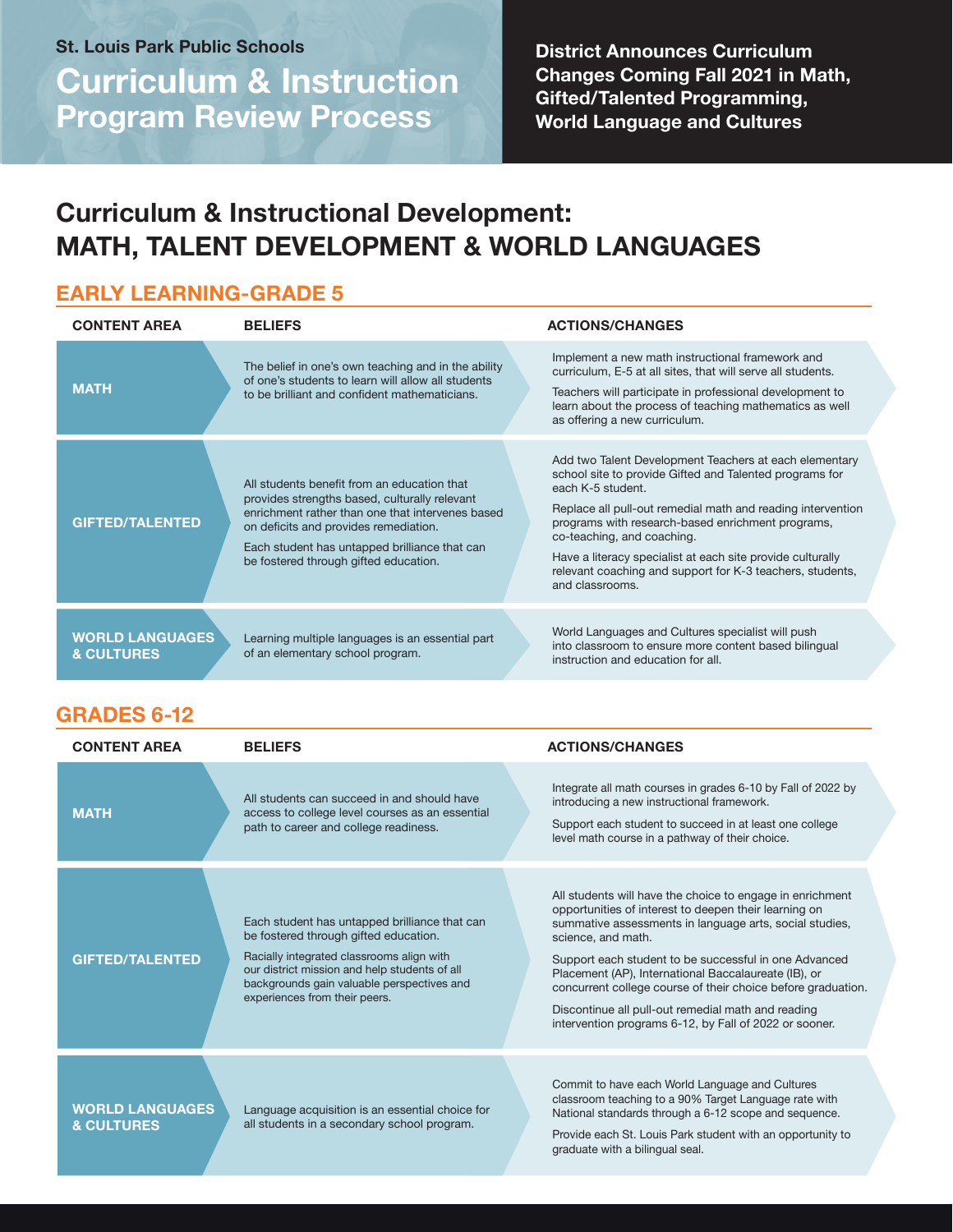St. Louis Park Public Schools

# Curriculum & Instruction Program Review Process

**District Announces Curriculum Changes Coming Fall 2021 in Math, Gifted/Talented Programming, World Language and Cultures**

## Curriculum & Instructional Development: MATH, TALENT DEVELOPMENT & WORLD LANGUAGES

### EARLY LEARNING-GRADE 5

| CONTENT AREA | BELIEFS | ACTIONS/CHANGES |
|---|---|---|
| **MATH** | The belief in one's own teaching and in the ability of one's students to learn will allow all students to be brilliant and confident mathematicians. | Implement a new math instructional framework and curriculum, E-5 at all sites, that will serve all students.<br><br>Teachers will participate in professional development to learn about the process of teaching mathematics as well as offering a new curriculum. |
| **GIFTED/TALENTED** | All students benefit from an education that provides strengths based, culturally relevant enrichment rather than one that intervenes based on deficits and provides remediation.<br><br>Each student has untapped brilliance that can be fostered through gifted education. | Add two Talent Development Teachers at each elementary school site to provide Gifted and Talented programs for each K-5 student.<br><br>Replace all pull-out remedial math and reading intervention programs with research-based enrichment programs, co-teaching, and coaching.<br><br>Have a literacy specialist at each site provide culturally relevant coaching and support for K-3 teachers, students, and classrooms. |
| **WORLD LANGUAGES & CULTURES** | Learning multiple languages is an essential part of an elementary school program. | World Languages and Cultures specialist will push into classroom to ensure more content based bilingual instruction and education for all. |

### GRADES 6-12

| CONTENT AREA | BELIEFS | ACTIONS/CHANGES |
|---|---|---|
| **MATH** | All students can succeed in and should have access to college level courses as an essential path to career and college readiness. | Integrate all math courses in grades 6-10 by Fall of 2022 by introducing a new instructional framework.<br><br>Support each student to succeed in at least one college level math course in a pathway of their choice. |
| **GIFTED/TALENTED** | Each student has untapped brilliance that can be fostered through gifted education.<br><br>Racially integrated classrooms align with our district mission and help students of all backgrounds gain valuable perspectives and experiences from their peers. | All students will have the choice to engage in enrichment opportunities of interest to deepen their learning on summative assessments in language arts, social studies, science, and math.<br><br>Support each student to be successful in one Advanced Placement (AP), International Baccalaureate (IB), or concurrent college course of their choice before graduation.<br><br>Discontinue all pull-out remedial math and reading intervention programs 6-12, by Fall of 2022 or sooner. |
| **WORLD LANGUAGES & CULTURES** | Language acquisition is an essential choice for all students in a secondary school program. | Commit to have each World Language and Cultures classroom teaching to a 90% Target Language rate with National standards through a 6-12 scope and sequence.<br><br>Provide each St. Louis Park student with an opportunity to graduate with a bilingual seal. |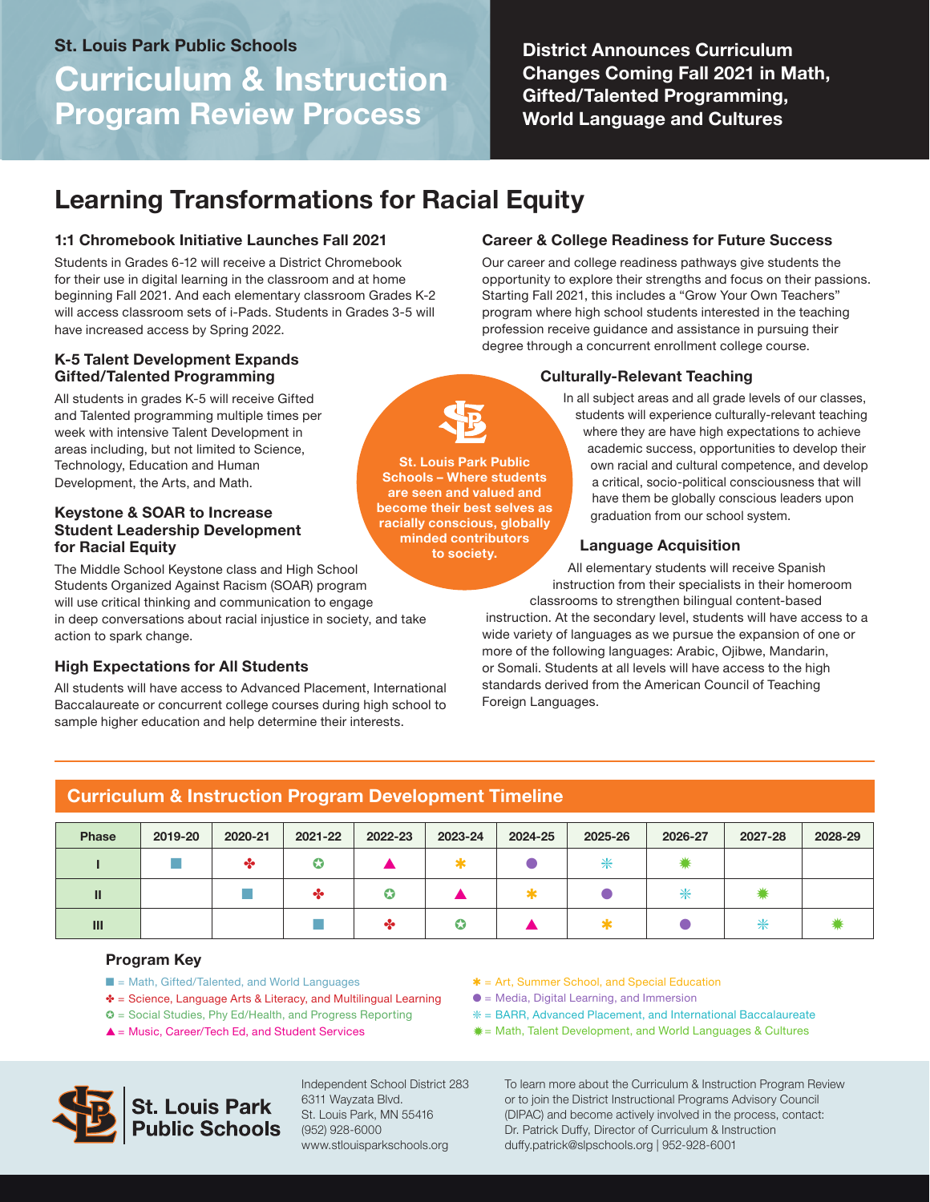St. Louis Park Public Schools

# Curriculum & Instruction Program Review Process

**District Announces Curriculum Changes Coming Fall 2021 in Math, Gifted/Talented Programming, World Language and Cultures**

## Learning Transformations for Racial Equity

### 1:1 Chromebook Initiative Launches Fall 2021

Students in Grades 6-12 will receive a District Chromebook for their use in digital learning in the classroom and at home beginning Fall 2021. And each elementary classroom Grades K-2 will access classroom sets of i-Pads. Students in Grades 3-5 will have increased access by Spring 2022.

### K-5 Talent Development Expands Gifted/Talented Programming

All students in grades K-5 will receive Gifted and Talented programming multiple times per week with intensive Talent Development in areas including, but not limited to Science, Technology, Education and Human Development, the Arts, and Math.

### Keystone & SOAR to Increase Student Leadership Development for Racial Equity

The Middle School Keystone class and High School Students Organized Against Racism (SOAR) program will use critical thinking and communication to engage in deep conversations about racial injustice in society, and take action to spark change.

### High Expectations for All Students

All students will have access to Advanced Placement, International Baccalaureate or concurrent college courses during high school to sample higher education and help determine their interests.

### Career & College Readiness for Future Success

Our career and college readiness pathways give students the opportunity to explore their strengths and focus on their passions. Starting Fall 2021, this includes a "Grow Your Own Teachers" program where high school students interested in the teaching profession receive guidance and assistance in pursuing their degree through a concurrent enrollment college course.

**St. Louis Park Public Schools – Where students are seen and valued and become their best selves as racially conscious, globally minded contributors to society.**

### Culturally-Relevant Teaching

In all subject areas and all grade levels of our classes, students will experience culturally-relevant teaching where they are have high expectations to achieve academic success, opportunities to develop their own racial and cultural competence, and develop a critical, socio-political consciousness that will have them be globally conscious leaders upon graduation from our school system.

### Language Acquisition

All elementary students will receive Spanish instruction from their specialists in their homeroom classrooms to strengthen bilingual content-based instruction. At the secondary level, students will have access to a wide variety of languages as we pursue the expansion of one or more of the following languages: Arabic, Ojibwe, Mandarin, or Somali. Students at all levels will have access to the high standards derived from the American Council of Teaching Foreign Languages.

## Curriculum & Instruction Program Development Timeline

| Phase | 2019-20 | 2020-21 | 2021-22 | 2022-23 | 2023-24 | 2024-25 | 2025-26 | 2026-27 | 2027-28 | 2028-29 |
|---|---|---|---|---|---|---|---|---|---|---|
| I | ■ | ✤ | ✪ | ▲ | ✱ | ● | ❈ | ✹ | | |
| II | | ■ | ✤ | ✪ | ▲ | ✱ | ● | ❈ | ✹ | |
| III | | | ■ | ✤ | ✪ | ▲ | ✱ | ● | ❈ | ✹ |

### Program Key

- ■ = Math, Gifted/Talented, and World Languages
- ✤ = Science, Language Arts & Literacy, and Multilingual Learning
- ✪ = Social Studies, Phy Ed/Health, and Progress Reporting
- ▲ = Music, Career/Tech Ed, and Student Services
- ✱ = Art, Summer School, and Special Education
- ● = Media, Digital Learning, and Immersion
- ❈ = BARR, Advanced Placement, and International Baccalaureate
- ✹ = Math, Talent Development, and World Languages & Cultures

St. Louis Park Public Schools

Independent School District 283
6311 Wayzata Blvd.
St. Louis Park, MN 55416
(952) 928-6000
www.stlouisparkschools.org

To learn more about the Curriculum & Instruction Program Review or to join the District Instructional Programs Advisory Council (DIPAC) and become actively involved in the process, contact:
Dr. Patrick Duffy, Director of Curriculum & Instruction
duffy.patrick@slpschools.org | 952-928-6001